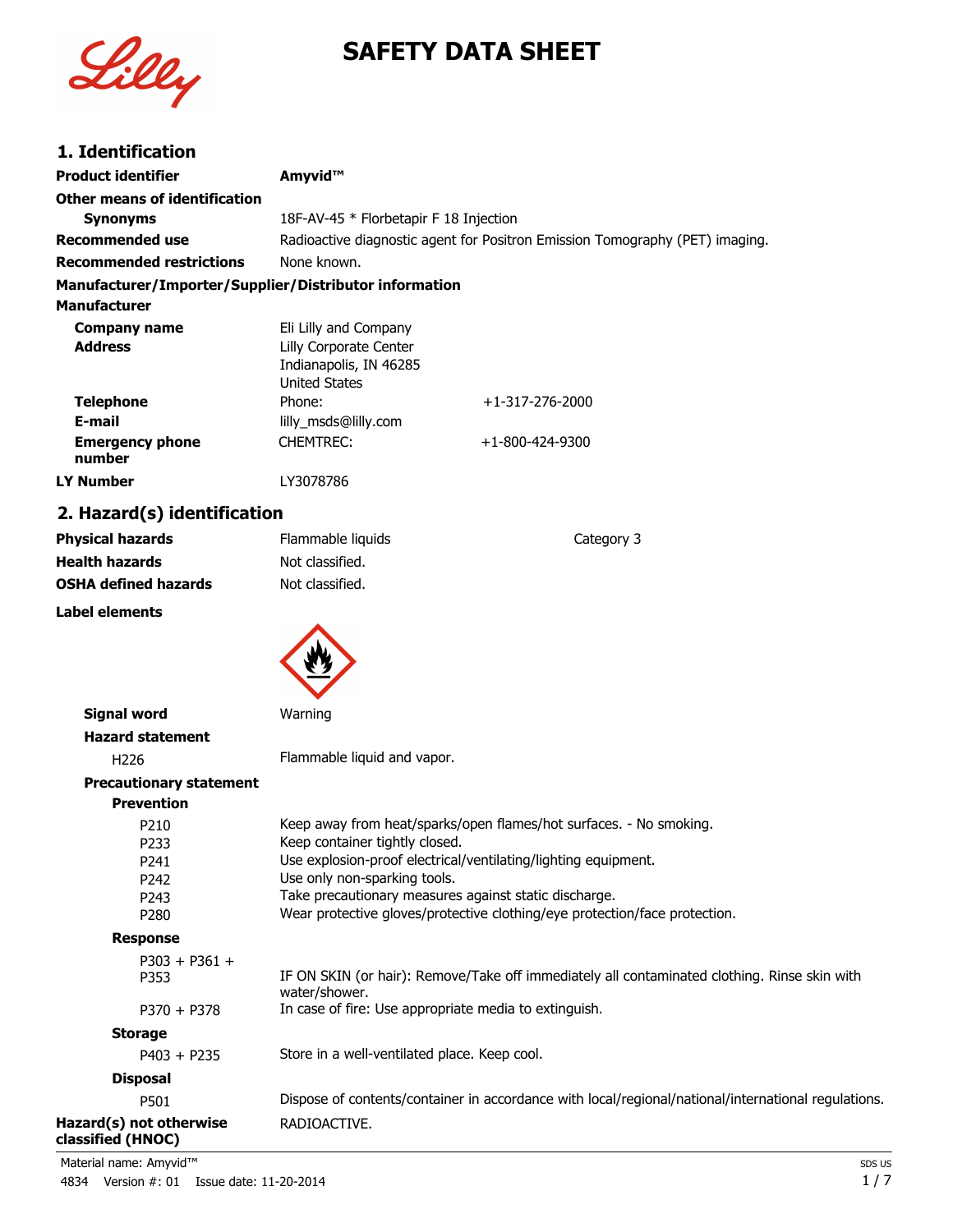# SAFETY DATA SHEET

## 1. Identification

| | | |
|---|---|---|
| **Product identifier** | **Amyvid™** | |
| **Other means of identification** | | |
| **Synonyms** | 18F-AV-45 * Florbetapir F 18 Injection | |
| **Recommended use** | Radioactive diagnostic agent for Positron Emission Tomography (PET) imaging. | |
| **Recommended restrictions** | None known. | |

**Manufacturer/Importer/Supplier/Distributor information**

**Manufacturer**

| | | |
|---|---|---|
| **Company name** | Eli Lilly and Company | |
| **Address** | Lilly Corporate Center<br>Indianapolis, IN 46285<br>United States | |
| **Telephone** | Phone: | +1-317-276-2000 |
| **E-mail** | lilly_msds@lilly.com | |
| **Emergency phone number** | CHEMTREC: | +1-800-424-9300 |
| **LY Number** | LY3078786 | |

## 2. Hazard(s) identification

| | | |
|---|---|---|
| **Physical hazards** | Flammable liquids | Category 3 |
| **Health hazards** | Not classified. | |
| **OSHA defined hazards** | Not classified. | |

**Label elements**

**Signal word** Warning

**Hazard statement**

H226 Flammable liquid and vapor.

**Precautionary statement**

**Prevention**

| | |
|---|---|
| P210 | Keep away from heat/sparks/open flames/hot surfaces. - No smoking. |
| P233 | Keep container tightly closed. |
| P241 | Use explosion-proof electrical/ventilating/lighting equipment. |
| P242 | Use only non-sparking tools. |
| P243 | Take precautionary measures against static discharge. |
| P280 | Wear protective gloves/protective clothing/eye protection/face protection. |

**Response**

| | |
|---|---|
| P303 + P361 + P353 | IF ON SKIN (or hair): Remove/Take off immediately all contaminated clothing. Rinse skin with water/shower. |
| P370 + P378 | In case of fire: Use appropriate media to extinguish. |

**Storage**

| | |
|---|---|
| P403 + P235 | Store in a well-ventilated place. Keep cool. |

**Disposal**

| | |
|---|---|
| P501 | Dispose of contents/container in accordance with local/regional/national/international regulations. |

**Hazard(s) not otherwise classified (HNOC)** RADIOACTIVE.

Material name: Amyvid™

4834 Version #: 01 Issue date: 11-20-2014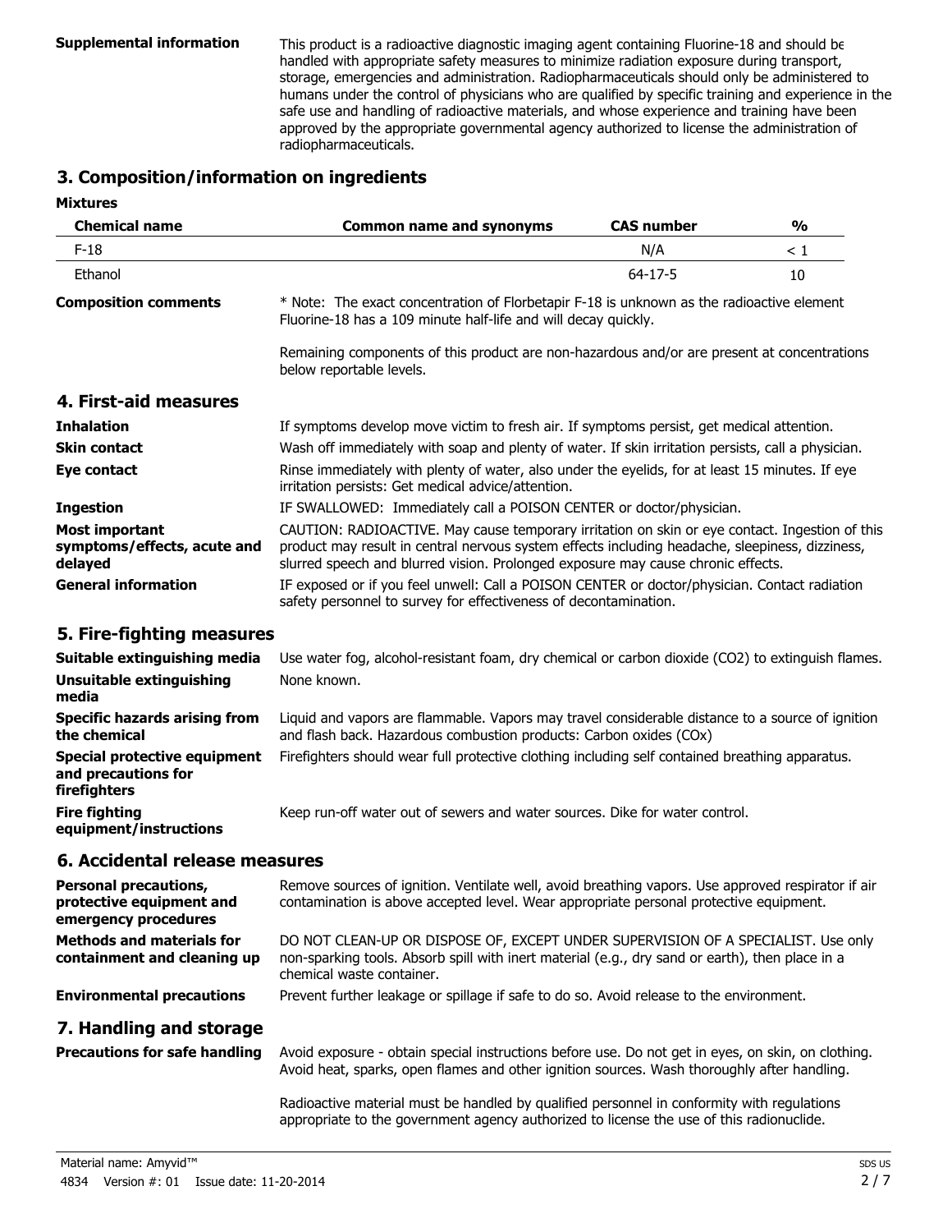**Supplemental information** This product is a radioactive diagnostic imaging agent containing Fluorine-18 and should be handled with appropriate safety measures to minimize radiation exposure during transport, storage, emergencies and administration. Radiopharmaceuticals should only be administered to humans under the control of physicians who are qualified by specific training and experience in the safe use and handling of radioactive materials, and whose experience and training have been approved by the appropriate governmental agency authorized to license the administration of radiopharmaceuticals.

## 3. Composition/information on ingredients

**Mixtures**

| Chemical name | Common name and synonyms | CAS number | % |
|---|---|---|---|
| F-18 | | N/A | < 1 |
| Ethanol | | 64-17-5 | 10 |

**Composition comments** * Note: The exact concentration of Florbetapir F-18 is unknown as the radioactive element Fluorine-18 has a 109 minute half-life and will decay quickly.

Remaining components of this product are non-hazardous and/or are present at concentrations below reportable levels.

## 4. First-aid measures

**Inhalation** If symptoms develop move victim to fresh air. If symptoms persist, get medical attention.

**Skin contact** Wash off immediately with soap and plenty of water. If skin irritation persists, call a physician.

**Eye contact** Rinse immediately with plenty of water, also under the eyelids, for at least 15 minutes. If eye irritation persists: Get medical advice/attention.

**Ingestion** IF SWALLOWED: Immediately call a POISON CENTER or doctor/physician.

**Most important symptoms/effects, acute and delayed** CAUTION: RADIOACTIVE. May cause temporary irritation on skin or eye contact. Ingestion of this product may result in central nervous system effects including headache, sleepiness, dizziness, slurred speech and blurred vision. Prolonged exposure may cause chronic effects.

**General information** IF exposed or if you feel unwell: Call a POISON CENTER or doctor/physician. Contact radiation safety personnel to survey for effectiveness of decontamination.

## 5. Fire-fighting measures

**Suitable extinguishing media** Use water fog, alcohol-resistant foam, dry chemical or carbon dioxide ($CO_2$) to extinguish flames.

**Unsuitable extinguishing media** None known.

**Specific hazards arising from the chemical** Liquid and vapors are flammable. Vapors may travel considerable distance to a source of ignition and flash back. Hazardous combustion products: Carbon oxides ($CO_x$)

**Special protective equipment and precautions for firefighters** Firefighters should wear full protective clothing including self contained breathing apparatus.

**Fire fighting equipment/instructions** Keep run-off water out of sewers and water sources. Dike for water control.

## 6. Accidental release measures

**Personal precautions, protective equipment and emergency procedures** Remove sources of ignition. Ventilate well, avoid breathing vapors. Use approved respirator if air contamination is above accepted level. Wear appropriate personal protective equipment.

**Methods and materials for containment and cleaning up** DO NOT CLEAN-UP OR DISPOSE OF, EXCEPT UNDER SUPERVISION OF A SPECIALIST. Use only non-sparking tools. Absorb spill with inert material (e.g., dry sand or earth), then place in a chemical waste container.

**Environmental precautions** Prevent further leakage or spillage if safe to do so. Avoid release to the environment.

## 7. Handling and storage

**Precautions for safe handling** Avoid exposure - obtain special instructions before use. Do not get in eyes, on skin, on clothing. Avoid heat, sparks, open flames and other ignition sources. Wash thoroughly after handling.

Radioactive material must be handled by qualified personnel in conformity with regulations appropriate to the government agency authorized to license the use of this radionuclide.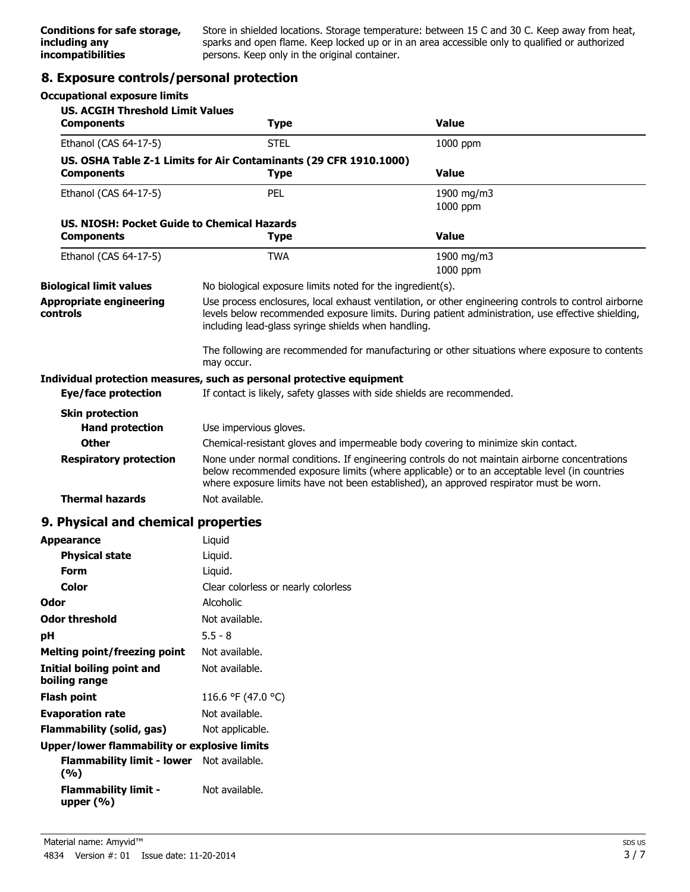| | |
|---|---|
| **Conditions for safe storage, including any incompatibilities** | Store in shielded locations. Storage temperature: between 15 C and 30 C. Keep away from heat, sparks and open flame. Keep locked up or in an area accessible only to qualified or authorized persons. Keep only in the original container. |

## 8. Exposure controls/personal protection

**Occupational exposure limits**

**US. ACGIH Threshold Limit Values**

| Components | Type | Value |
|---|---|---|
| Ethanol (CAS 64-17-5) | STEL | 1000 ppm |

**US. OSHA Table Z-1 Limits for Air Contaminants (29 CFR 1910.1000)**

| Components | Type | Value |
|---|---|---|
| Ethanol (CAS 64-17-5) | PEL | 1900 mg/m3<br>1000 ppm |

**US. NIOSH: Pocket Guide to Chemical Hazards**

| Components | Type | Value |
|---|---|---|
| Ethanol (CAS 64-17-5) | TWA | 1900 mg/m3<br>1000 ppm |

**Biological limit values**
No biological exposure limits noted for the ingredient(s).

**Appropriate engineering controls**
Use process enclosures, local exhaust ventilation, or other engineering controls to control airborne levels below recommended exposure limits. During patient administration, use effective shielding, including lead-glass syringe shields when handling.

The following are recommended for manufacturing or other situations where exposure to contents may occur.

**Individual protection measures, such as personal protective equipment**

**Eye/face protection**
If contact is likely, safety glasses with side shields are recommended.

**Skin protection**

**Hand protection**
Use impervious gloves.

**Other**
Chemical-resistant gloves and impermeable body covering to minimize skin contact.

**Respiratory protection**
None under normal conditions. If engineering controls do not maintain airborne concentrations below recommended exposure limits (where applicable) or to an acceptable level (in countries where exposure limits have not been established), an approved respirator must be worn.

**Thermal hazards**
Not available.

## 9. Physical and chemical properties

| Property | Value |
|---|---|
| **Appearance** | Liquid |
| **Physical state** | Liquid. |
| **Form** | Liquid. |
| **Color** | Clear colorless or nearly colorless |
| **Odor** | Alcoholic |
| **Odor threshold** | Not available. |
| **pH** | 5.5 - 8 |
| **Melting point/freezing point** | Not available. |
| **Initial boiling point and boiling range** | Not available. |
| **Flash point** | 116.6 °F (47.0 °C) |
| **Evaporation rate** | Not available. |
| **Flammability (solid, gas)** | Not applicable. |
| **Upper/lower flammability or explosive limits** | |
| **Flammability limit - lower (%)** | Not available. |
| **Flammability limit - upper (%)** | Not available. |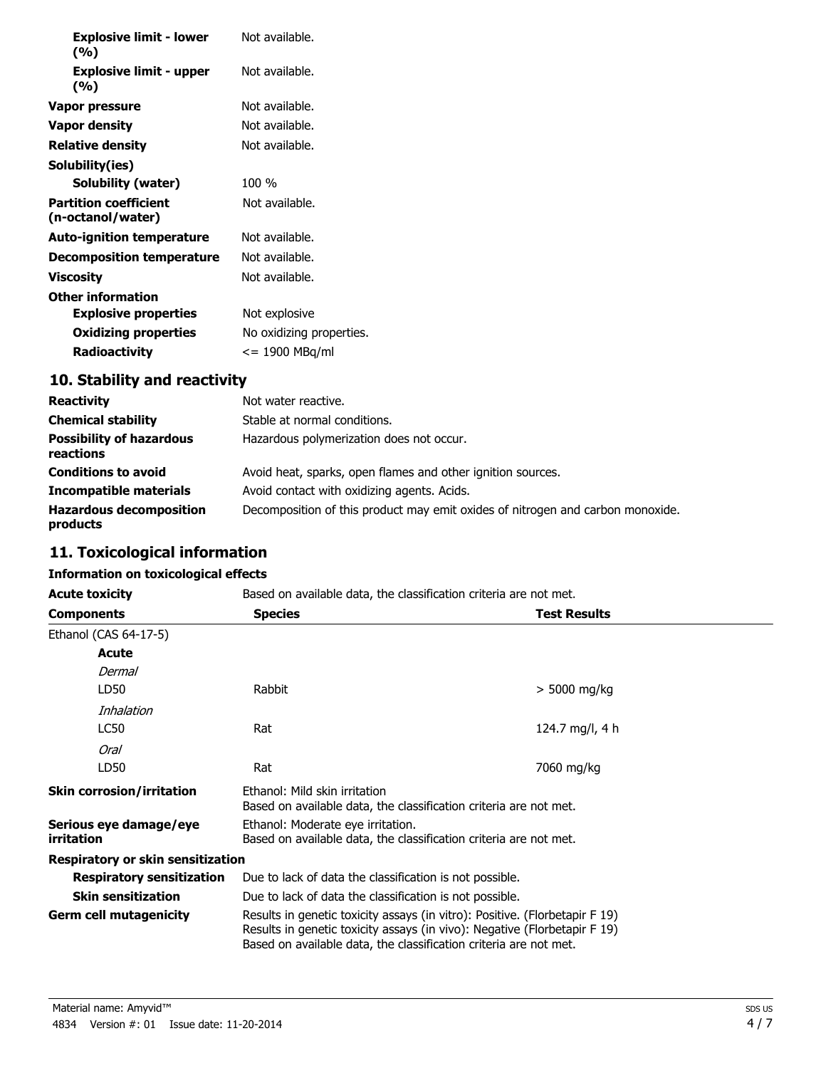| | |
|---|---|
| **Explosive limit - lower (%)** | Not available. |
| **Explosive limit - upper (%)** | Not available. |
| **Vapor pressure** | Not available. |
| **Vapor density** | Not available. |
| **Relative density** | Not available. |
| **Solubility(ies)** | |
| **Solubility (water)** | 100 % |
| **Partition coefficient (n-octanol/water)** | Not available. |
| **Auto-ignition temperature** | Not available. |
| **Decomposition temperature** | Not available. |
| **Viscosity** | Not available. |
| **Other information** | |
| **Explosive properties** | Not explosive |
| **Oxidizing properties** | No oxidizing properties. |
| **Radioactivity** | <= 1900 MBq/ml |

## 10. Stability and reactivity

| | |
|---|---|
| **Reactivity** | Not water reactive. |
| **Chemical stability** | Stable at normal conditions. |
| **Possibility of hazardous reactions** | Hazardous polymerization does not occur. |
| **Conditions to avoid** | Avoid heat, sparks, open flames and other ignition sources. |
| **Incompatible materials** | Avoid contact with oxidizing agents. Acids. |
| **Hazardous decomposition products** | Decomposition of this product may emit oxides of nitrogen and carbon monoxide. |

## 11. Toxicological information

**Information on toxicological effects**

**Acute toxicity** Based on available data, the classification criteria are not met.

| Components | Species | Test Results |
|---|---|---|
| Ethanol (CAS 64-17-5) | | |
| **Acute** | | |
| *Dermal* | | |
| LD50 | Rabbit | > 5000 mg/kg |
| *Inhalation* | | |
| LC50 | Rat | 124.7 mg/l, 4 h |
| *Oral* | | |
| LD50 | Rat | 7060 mg/kg |

| | |
|---|---|
| **Skin corrosion/irritation** | Ethanol: Mild skin irritation<br>Based on available data, the classification criteria are not met. |
| **Serious eye damage/eye irritation** | Ethanol: Moderate eye irritation.<br>Based on available data, the classification criteria are not met. |
| **Respiratory or skin sensitization** | |
| **Respiratory sensitization** | Due to lack of data the classification is not possible. |
| **Skin sensitization** | Due to lack of data the classification is not possible. |
| **Germ cell mutagenicity** | Results in genetic toxicity assays (in vitro): Positive. (Florbetapir F 19)<br>Results in genetic toxicity assays (in vivo): Negative (Florbetapir F 19)<br>Based on available data, the classification criteria are not met. |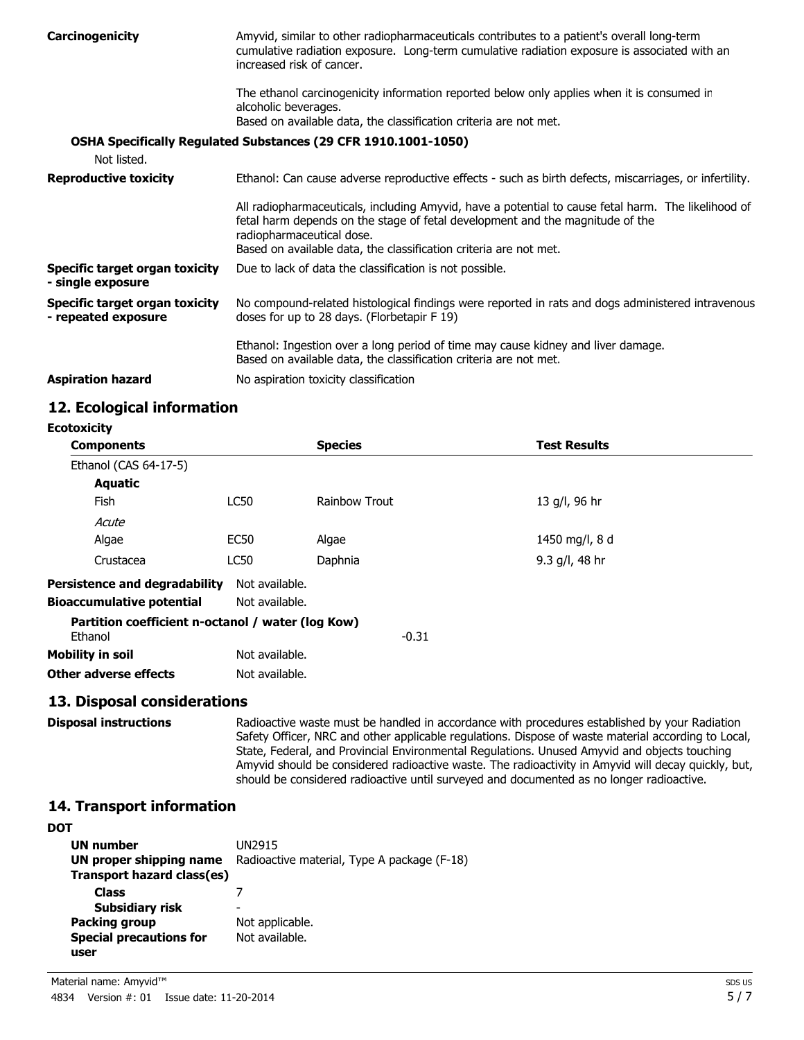| | |
|---|---|
| **Carcinogenicity** | Amyvid, similar to other radiopharmaceuticals contributes to a patient's overall long-term cumulative radiation exposure. Long-term cumulative radiation exposure is associated with an increased risk of cancer.<br><br>The ethanol carcinogenicity information reported below only applies when it is consumed in alcoholic beverages.<br>Based on available data, the classification criteria are not met. |

**OSHA Specifically Regulated Substances (29 CFR 1910.1001-1050)**

Not listed.

| | |
|---|---|
| **Reproductive toxicity** | Ethanol: Can cause adverse reproductive effects - such as birth defects, miscarriages, or infertility.<br><br>All radiopharmaceuticals, including Amyvid, have a potential to cause fetal harm. The likelihood of fetal harm depends on the stage of fetal development and the magnitude of the radiopharmaceutical dose.<br>Based on available data, the classification criteria are not met. |
| **Specific target organ toxicity - single exposure** | Due to lack of data the classification is not possible. |
| **Specific target organ toxicity - repeated exposure** | No compound-related histological findings were reported in rats and dogs administered intravenous doses for up to 28 days. (Florbetapir F 19)<br><br>Ethanol: Ingestion over a long period of time may cause kidney and liver damage.<br>Based on available data, the classification criteria are not met. |
| **Aspiration hazard** | No aspiration toxicity classification |

## 12. Ecological information

**Ecotoxicity**

| **Components** | | **Species** | **Test Results** |
|---|---|---|---|
| Ethanol (CAS 64-17-5) | | | |
| **Aquatic** | | | |
| Fish | LC50 | Rainbow Trout | 13 g/l, 96 hr |
| *Acute* | | | |
| Algae | EC50 | Algae | 1450 mg/l, 8 d |
| Crustacea | LC50 | Daphnia | 9.3 g/l, 48 hr |

| | |
|---|---|
| **Persistence and degradability** | Not available. |
| **Bioaccumulative potential** | Not available. |

**Partition coefficient n-octanol / water (log Kow)**

| | |
|---|---|
| Ethanol | -0.31 |

| | |
|---|---|
| **Mobility in soil** | Not available. |
| **Other adverse effects** | Not available. |

## 13. Disposal considerations

| | |
|---|---|
| **Disposal instructions** | Radioactive waste must be handled in accordance with procedures established by your Radiation Safety Officer, NRC and other applicable regulations. Dispose of waste material according to Local, State, Federal, and Provincial Environmental Regulations. Unused Amyvid and objects touching Amyvid should be considered radioactive waste. The radioactivity in Amyvid will decay quickly, but, should be considered radioactive until surveyed and documented as no longer radioactive. |

## 14. Transport information

**DOT**

| | |
|---|---|
| **UN number** | UN2915 |
| **UN proper shipping name** | Radioactive material, Type A package (F-18) |
| **Transport hazard class(es)** | |
| **Class** | 7 |
| **Subsidiary risk** | - |
| **Packing group** | Not applicable. |
| **Special precautions for user** | Not available. |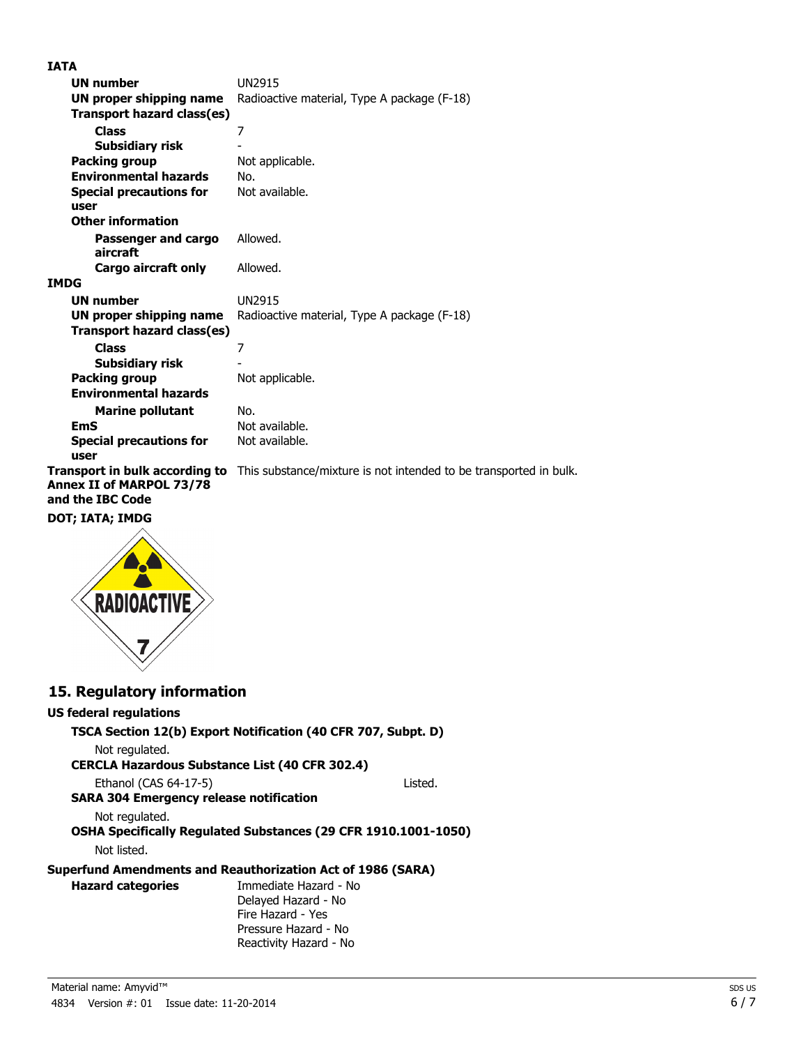**IATA**

| | |
|---|---|
| **UN number** | UN2915 |
| **UN proper shipping name** | Radioactive material, Type A package (F-18) |
| **Transport hazard class(es)** | |
| **Class** | 7 |
| **Subsidiary risk** | - |
| **Packing group** | Not applicable. |
| **Environmental hazards** | No. |
| **Special precautions for user** | Not available. |
| **Other information** | |
| **Passenger and cargo aircraft** | Allowed. |
| **Cargo aircraft only** | Allowed. |

**IMDG**

| | |
|---|---|
| **UN number** | UN2915 |
| **UN proper shipping name** | Radioactive material, Type A package (F-18) |
| **Transport hazard class(es)** | |
| **Class** | 7 |
| **Subsidiary risk** | - |
| **Packing group** | Not applicable. |
| **Environmental hazards** | |
| **Marine pollutant** | No. |
| **EmS** | Not available. |
| **Special precautions for user** | Not available. |

**Transport in bulk according to Annex II of MARPOL 73/78 and the IBC Code** This substance/mixture is not intended to be transported in bulk.

**DOT; IATA; IMDG**

## 15. Regulatory information

**US federal regulations**

**TSCA Section 12(b) Export Notification (40 CFR 707, Subpt. D)**

Not regulated.

**CERCLA Hazardous Substance List (40 CFR 302.4)**

Ethanol (CAS 64-17-5) Listed.

**SARA 304 Emergency release notification**

Not regulated.

**OSHA Specifically Regulated Substances (29 CFR 1910.1001-1050)**

Not listed.

**Superfund Amendments and Reauthorization Act of 1986 (SARA)**

**Hazard categories**

Immediate Hazard - No
Delayed Hazard - No
Fire Hazard - Yes
Pressure Hazard - No
Reactivity Hazard - No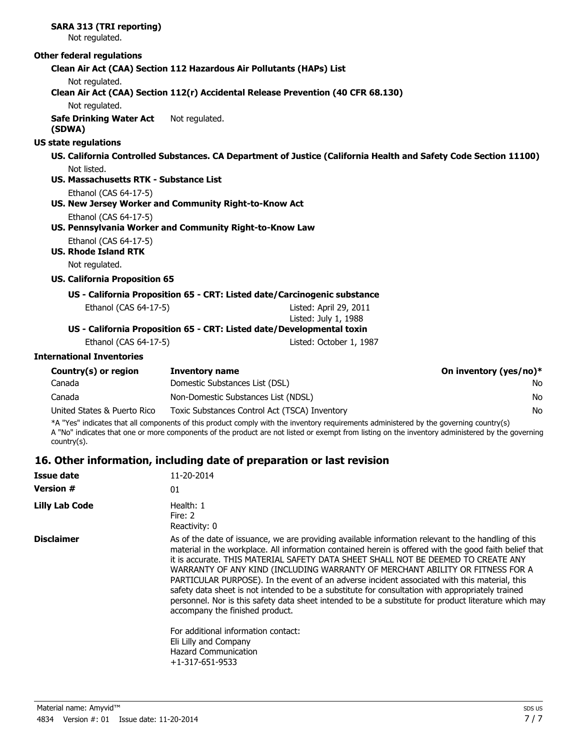**SARA 313 (TRI reporting)**

Not regulated.

**Other federal regulations**

**Clean Air Act (CAA) Section 112 Hazardous Air Pollutants (HAPs) List**

Not regulated.

**Clean Air Act (CAA) Section 112(r) Accidental Release Prevention (40 CFR 68.130)**

Not regulated.

**Safe Drinking Water Act (SDWA)** Not regulated.

**US state regulations**

**US. California Controlled Substances. CA Department of Justice (California Health and Safety Code Section 11100)**

Not listed.

**US. Massachusetts RTK - Substance List**

Ethanol (CAS 64-17-5)

**US. New Jersey Worker and Community Right-to-Know Act**

Ethanol (CAS 64-17-5)

**US. Pennsylvania Worker and Community Right-to-Know Law**

Ethanol (CAS 64-17-5)

**US. Rhode Island RTK**

Not regulated.

**US. California Proposition 65**

**US - California Proposition 65 - CRT: Listed date/Carcinogenic substance**

| | |
|---|---|
| Ethanol (CAS 64-17-5) | Listed: April 29, 2011<br>Listed: July 1, 1988 |

**US - California Proposition 65 - CRT: Listed date/Developmental toxin**

| | |
|---|---|
| Ethanol (CAS 64-17-5) | Listed: October 1, 1987 |

**International Inventories**

| Country(s) or region | Inventory name | On inventory (yes/no)* |
|---|---|---|
| Canada | Domestic Substances List (DSL) | No |
| Canada | Non-Domestic Substances List (NDSL) | No |
| United States & Puerto Rico | Toxic Substances Control Act (TSCA) Inventory | No |

*A "Yes" indicates that all components of this product comply with the inventory requirements administered by the governing country(s)
A "No" indicates that one or more components of the product are not listed or exempt from listing on the inventory administered by the governing country(s).

## 16. Other information, including date of preparation or last revision

**Issue date** 11-20-2014

**Version #** 01

**Lilly Lab Code** Health: 1
Fire: 2
Reactivity: 0

**Disclaimer** As of the date of issuance, we are providing available information relevant to the handling of this material in the workplace. All information contained herein is offered with the good faith belief that it is accurate. THIS MATERIAL SAFETY DATA SHEET SHALL NOT BE DEEMED TO CREATE ANY WARRANTY OF ANY KIND (INCLUDING WARRANTY OF MERCHANT ABILITY OR FITNESS FOR A PARTICULAR PURPOSE). In the event of an adverse incident associated with this material, this safety data sheet is not intended to be a substitute for consultation with appropriately trained personnel. Nor is this safety data sheet intended to be a substitute for product literature which may accompany the finished product.

For additional information contact:
Eli Lilly and Company
Hazard Communication
+1-317-651-9533